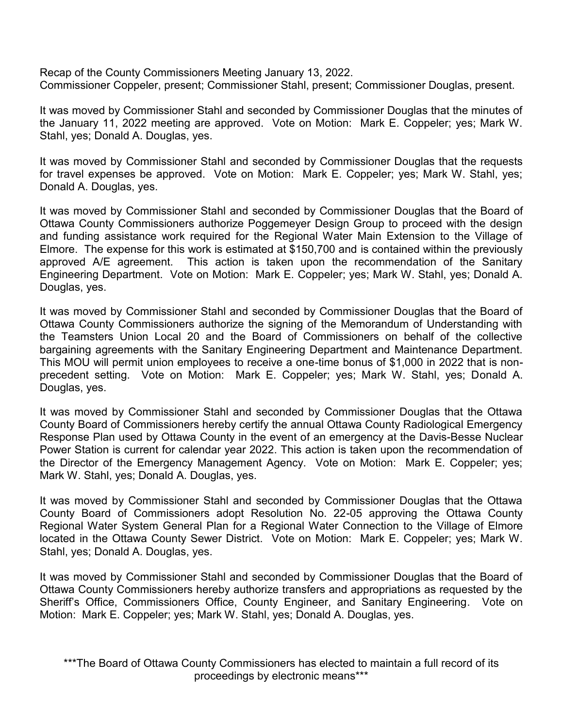Recap of the County Commissioners Meeting January 13, 2022.
Commissioner Coppeler, present; Commissioner Stahl, present; Commissioner Douglas, present.

It was moved by Commissioner Stahl and seconded by Commissioner Douglas that the minutes of the January 11, 2022 meeting are approved. Vote on Motion: Mark E. Coppeler; yes; Mark W. Stahl, yes; Donald A. Douglas, yes.

It was moved by Commissioner Stahl and seconded by Commissioner Douglas that the requests for travel expenses be approved. Vote on Motion: Mark E. Coppeler; yes; Mark W. Stahl, yes; Donald A. Douglas, yes.

It was moved by Commissioner Stahl and seconded by Commissioner Douglas that the Board of Ottawa County Commissioners authorize Poggemeyer Design Group to proceed with the design and funding assistance work required for the Regional Water Main Extension to the Village of Elmore. The expense for this work is estimated at $150,700 and is contained within the previously approved A/E agreement. This action is taken upon the recommendation of the Sanitary Engineering Department. Vote on Motion: Mark E. Coppeler; yes; Mark W. Stahl, yes; Donald A. Douglas, yes.

It was moved by Commissioner Stahl and seconded by Commissioner Douglas that the Board of Ottawa County Commissioners authorize the signing of the Memorandum of Understanding with the Teamsters Union Local 20 and the Board of Commissioners on behalf of the collective bargaining agreements with the Sanitary Engineering Department and Maintenance Department. This MOU will permit union employees to receive a one-time bonus of $1,000 in 2022 that is non-precedent setting. Vote on Motion: Mark E. Coppeler; yes; Mark W. Stahl, yes; Donald A. Douglas, yes.

It was moved by Commissioner Stahl and seconded by Commissioner Douglas that the Ottawa County Board of Commissioners hereby certify the annual Ottawa County Radiological Emergency Response Plan used by Ottawa County in the event of an emergency at the Davis-Besse Nuclear Power Station is current for calendar year 2022. This action is taken upon the recommendation of the Director of the Emergency Management Agency. Vote on Motion: Mark E. Coppeler; yes; Mark W. Stahl, yes; Donald A. Douglas, yes.

It was moved by Commissioner Stahl and seconded by Commissioner Douglas that the Ottawa County Board of Commissioners adopt Resolution No. 22-05 approving the Ottawa County Regional Water System General Plan for a Regional Water Connection to the Village of Elmore located in the Ottawa County Sewer District. Vote on Motion: Mark E. Coppeler; yes; Mark W. Stahl, yes; Donald A. Douglas, yes.

It was moved by Commissioner Stahl and seconded by Commissioner Douglas that the Board of Ottawa County Commissioners hereby authorize transfers and appropriations as requested by the Sheriff's Office, Commissioners Office, County Engineer, and Sanitary Engineering. Vote on Motion: Mark E. Coppeler; yes; Mark W. Stahl, yes; Donald A. Douglas, yes.

***The Board of Ottawa County Commissioners has elected to maintain a full record of its proceedings by electronic means***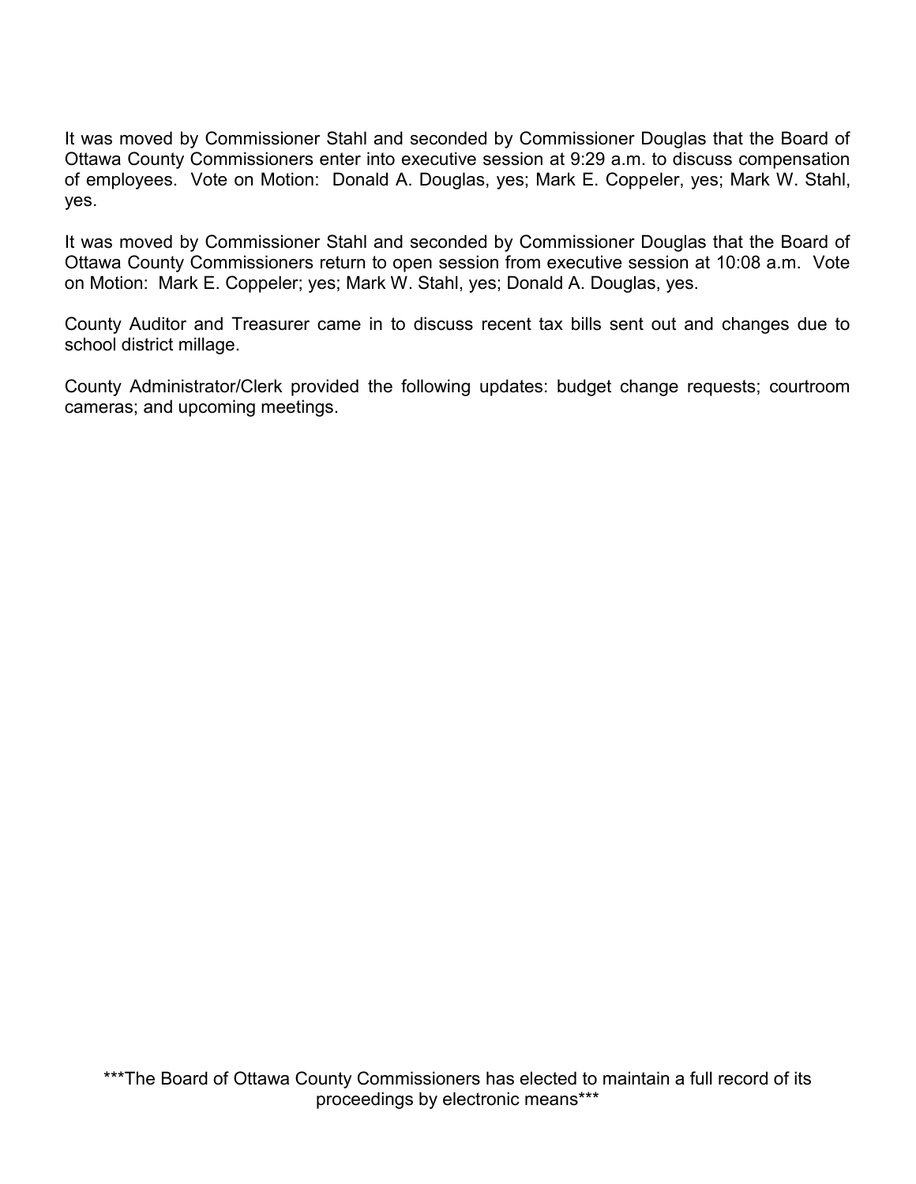It was moved by Commissioner Stahl and seconded by Commissioner Douglas that the Board of Ottawa County Commissioners enter into executive session at 9:29 a.m. to discuss compensation of employees. Vote on Motion: Donald A. Douglas, yes; Mark E. Coppeler, yes; Mark W. Stahl, yes.

It was moved by Commissioner Stahl and seconded by Commissioner Douglas that the Board of Ottawa County Commissioners return to open session from executive session at 10:08 a.m. Vote on Motion: Mark E. Coppeler; yes; Mark W. Stahl, yes; Donald A. Douglas, yes.

County Auditor and Treasurer came in to discuss recent tax bills sent out and changes due to school district millage.

County Administrator/Clerk provided the following updates: budget change requests; courtroom cameras; and upcoming meetings.

***The Board of Ottawa County Commissioners has elected to maintain a full record of its proceedings by electronic means***